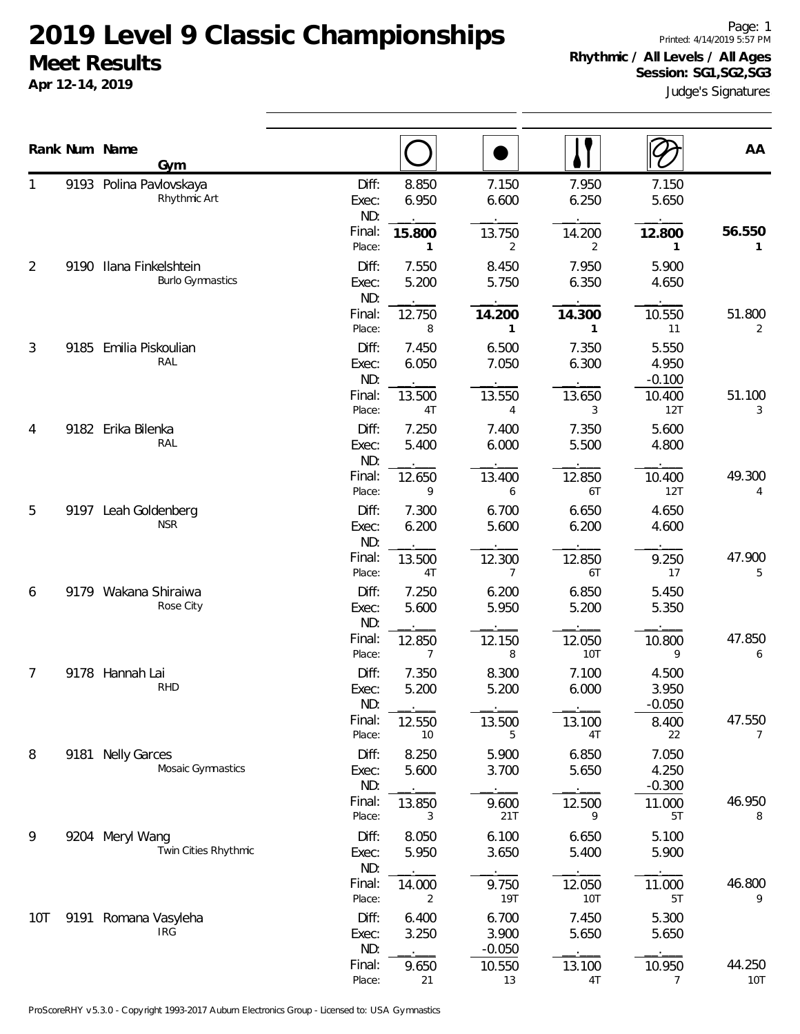# 2019 Level 9 Classic Championships

## Meet Results

**Apr 12-14, 2019**

Page: 1
Printed: 4/14/2019 5:57 PM

**Rhythmic / All Levels / All Ages**
**Session: SG1,SG2,SG3**

Judge's Signatures

| Rank | Num | Name / Gym | | Hoop | Ball | Clubs | Ribbon | AA |
|---|---|---|---|---|---|---|---|---|
| 1 | 9193 | Polina Pavlovskaya<br>Rhythmic Art | Diff: | 8.850 | 7.150 | 7.950 | 7.150 | |
| | | | Exec: | 6.950 | 6.600 | 6.250 | 5.650 | |
| | | | ND: | | | | | |
| | | | Final: | **15.800** | 13.750 | 14.200 | **12.800** | 56.550 |
| | | | Place: | 1 | 2 | 2 | 1 | 1 |
| 2 | 9190 | Ilana Finkelshtein<br>Burlo Gymnastics | Diff: | 7.550 | 8.450 | 7.950 | 5.900 | |
| | | | Exec: | 5.200 | 5.750 | 6.350 | 4.650 | |
| | | | ND: | | | | | |
| | | | Final: | 12.750 | **14.200** | **14.300** | 10.550 | 51.800 |
| | | | Place: | 8 | 1 | 1 | 11 | 2 |
| 3 | 9185 | Emilia Piskoulian<br>RAL | Diff: | 7.450 | 6.500 | 7.350 | 5.550 | |
| | | | Exec: | 6.050 | 7.050 | 6.300 | 4.950 | |
| | | | ND: | | | | -0.100 | |
| | | | Final: | 13.500 | 13.550 | 13.650 | 10.400 | 51.100 |
| | | | Place: | 4T | 4 | 3 | 12T | 3 |
| 4 | 9182 | Erika Bilenka<br>RAL | Diff: | 7.250 | 7.400 | 7.350 | 5.600 | |
| | | | Exec: | 5.400 | 6.000 | 5.500 | 4.800 | |
| | | | ND: | | | | | |
| | | | Final: | 12.650 | 13.400 | 12.850 | 10.400 | 49.300 |
| | | | Place: | 9 | 6 | 6T | 12T | 4 |
| 5 | 9197 | Leah Goldenberg<br>NSR | Diff: | 7.300 | 6.700 | 6.650 | 4.650 | |
| | | | Exec: | 6.200 | 5.600 | 6.200 | 4.600 | |
| | | | ND: | | | | | |
| | | | Final: | 13.500 | 12.300 | 12.850 | 9.250 | 47.900 |
| | | | Place: | 4T | 7 | 6T | 17 | 5 |
| 6 | 9179 | Wakana Shiraiwa<br>Rose City | Diff: | 7.250 | 6.200 | 6.850 | 5.450 | |
| | | | Exec: | 5.600 | 5.950 | 5.200 | 5.350 | |
| | | | ND: | | | | | |
| | | | Final: | 12.850 | 12.150 | 12.050 | 10.800 | 47.850 |
| | | | Place: | 7 | 8 | 10T | 9 | 6 |
| 7 | 9178 | Hannah Lai<br>RHD | Diff: | 7.350 | 8.300 | 7.100 | 4.500 | |
| | | | Exec: | 5.200 | 5.200 | 6.000 | 3.950 | |
| | | | ND: | | | | -0.050 | |
| | | | Final: | 12.550 | 13.500 | 13.100 | 8.400 | 47.550 |
| | | | Place: | 10 | 5 | 4T | 22 | 7 |
| 8 | 9181 | Nelly Garces<br>Mosaic Gymnastics | Diff: | 8.250 | 5.900 | 6.850 | 7.050 | |
| | | | Exec: | 5.600 | 3.700 | 5.650 | 4.250 | |
| | | | ND: | | | | -0.300 | |
| | | | Final: | 13.850 | 9.600 | 12.500 | 11.000 | 46.950 |
| | | | Place: | 3 | 21T | 9 | 5T | 8 |
| 9 | 9204 | Meryl Wang<br>Twin Cities Rhythmic | Diff: | 8.050 | 6.100 | 6.650 | 5.100 | |
| | | | Exec: | 5.950 | 3.650 | 5.400 | 5.900 | |
| | | | ND: | | | | | |
| | | | Final: | 14.000 | 9.750 | 12.050 | 11.000 | 46.800 |
| | | | Place: | 2 | 19T | 10T | 5T | 9 |
| 10T | 9191 | Romana Vasyleha<br>IRG | Diff: | 6.400 | 6.700 | 7.450 | 5.300 | |
| | | | Exec: | 3.250 | 3.900 | 5.650 | 5.650 | |
| | | | ND: | | -0.050 | | | |
| | | | Final: | 9.650 | 10.550 | 13.100 | 10.950 | 44.250 |
| | | | Place: | 21 | 13 | 4T | 7 | 10T |

ProScoreRHY v5.3.0 - Copyright 1993-2017 Auburn Electronics Group - Licensed to: USA Gymnastics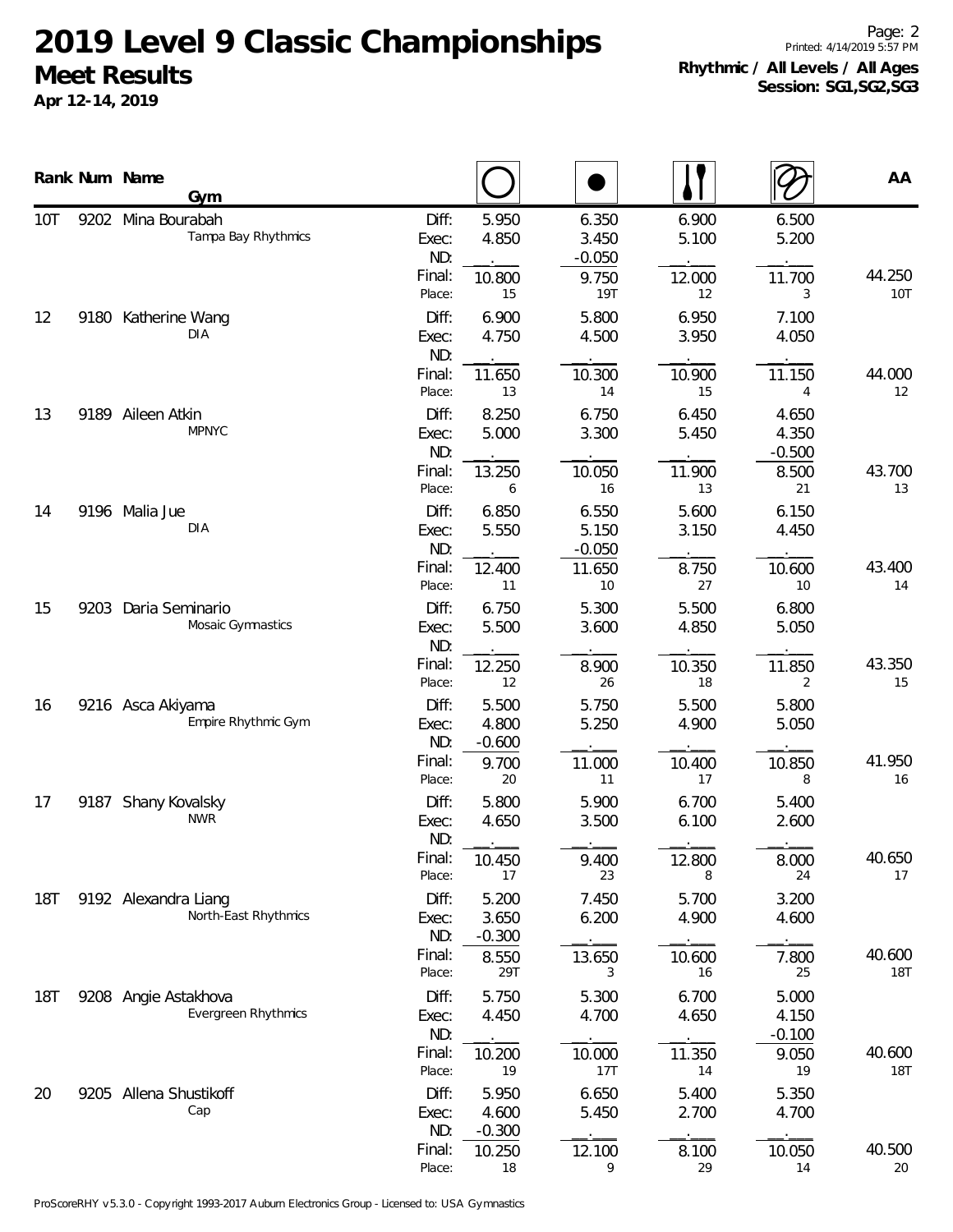# 2019 Level 9 Classic Championships

## Meet Results

**Apr 12-14, 2019**

Printed: 4/14/2019 5:57 PM

**Rhythmic / All Levels / All Ages**
**Session: SG1,SG2,SG3**

| Rank | Num | Name / Gym | | Hoop | Ball | Clubs | Ribbon | AA |
|---|---|---|---|---|---|---|---|---|
| 10T | 9202 | Mina Bourabah | Diff: | 5.950 | 6.350 | 6.900 | 6.500 | |
| | | Tampa Bay Rhythmics | Exec: | 4.850 | 3.450 | 5.100 | 5.200 | |
| | | | ND: | | -0.050 | | | |
| | | | Final: | 10.800 | 9.750 | 12.000 | 11.700 | 44.250 |
| | | | Place: | 15 | 19T | 12 | 3 | 10T |
| 12 | 9180 | Katherine Wang | Diff: | 6.900 | 5.800 | 6.950 | 7.100 | |
| | | DIA | Exec: | 4.750 | 4.500 | 3.950 | 4.050 | |
| | | | ND: | | | | | |
| | | | Final: | 11.650 | 10.300 | 10.900 | 11.150 | 44.000 |
| | | | Place: | 13 | 14 | 15 | 4 | 12 |
| 13 | 9189 | Aileen Atkin | Diff: | 8.250 | 6.750 | 6.450 | 4.650 | |
| | | MPNYC | Exec: | 5.000 | 3.300 | 5.450 | 4.350 | |
| | | | ND: | | | | -0.500 | |
| | | | Final: | 13.250 | 10.050 | 11.900 | 8.500 | 43.700 |
| | | | Place: | 6 | 16 | 13 | 21 | 13 |
| 14 | 9196 | Malia Jue | Diff: | 6.850 | 6.550 | 5.600 | 6.150 | |
| | | DIA | Exec: | 5.550 | 5.150 | 3.150 | 4.450 | |
| | | | ND: | | -0.050 | | | |
| | | | Final: | 12.400 | 11.650 | 8.750 | 10.600 | 43.400 |
| | | | Place: | 11 | 10 | 27 | 10 | 14 |
| 15 | 9203 | Daria Seminario | Diff: | 6.750 | 5.300 | 5.500 | 6.800 | |
| | | Mosaic Gymnastics | Exec: | 5.500 | 3.600 | 4.850 | 5.050 | |
| | | | ND: | | | | | |
| | | | Final: | 12.250 | 8.900 | 10.350 | 11.850 | 43.350 |
| | | | Place: | 12 | 26 | 18 | 2 | 15 |
| 16 | 9216 | Asca Akiyama | Diff: | 5.500 | 5.750 | 5.500 | 5.800 | |
| | | Empire Rhythmic Gym | Exec: | 4.800 | 5.250 | 4.900 | 5.050 | |
| | | | ND: | -0.600 | | | | |
| | | | Final: | 9.700 | 11.000 | 10.400 | 10.850 | 41.950 |
| | | | Place: | 20 | 11 | 17 | 8 | 16 |
| 17 | 9187 | Shany Kovalsky | Diff: | 5.800 | 5.900 | 6.700 | 5.400 | |
| | | NWR | Exec: | 4.650 | 3.500 | 6.100 | 2.600 | |
| | | | ND: | | | | | |
| | | | Final: | 10.450 | 9.400 | 12.800 | 8.000 | 40.650 |
| | | | Place: | 17 | 23 | 8 | 24 | 17 |
| 18T | 9192 | Alexandra Liang | Diff: | 5.200 | 7.450 | 5.700 | 3.200 | |
| | | North-East Rhythmics | Exec: | 3.650 | 6.200 | 4.900 | 4.600 | |
| | | | ND: | -0.300 | | | | |
| | | | Final: | 8.550 | 13.650 | 10.600 | 7.800 | 40.600 |
| | | | Place: | 29T | 3 | 16 | 25 | 18T |
| 18T | 9208 | Angie Astakhova | Diff: | 5.750 | 5.300 | 6.700 | 5.000 | |
| | | Evergreen Rhythmics | Exec: | 4.450 | 4.700 | 4.650 | 4.150 | |
| | | | ND: | | | | -0.100 | |
| | | | Final: | 10.200 | 10.000 | 11.350 | 9.050 | 40.600 |
| | | | Place: | 19 | 17T | 14 | 19 | 18T |
| 20 | 9205 | Allena Shustikoff | Diff: | 5.950 | 6.650 | 5.400 | 5.350 | |
| | | Cap | Exec: | 4.600 | 5.450 | 2.700 | 4.700 | |
| | | | ND: | -0.300 | | | | |
| | | | Final: | 10.250 | 12.100 | 8.100 | 10.050 | 40.500 |
| | | | Place: | 18 | 9 | 29 | 14 | 20 |

ProScoreRHY v5.3.0 - Copyright 1993-2017 Auburn Electronics Group - Licensed to: USA Gymnastics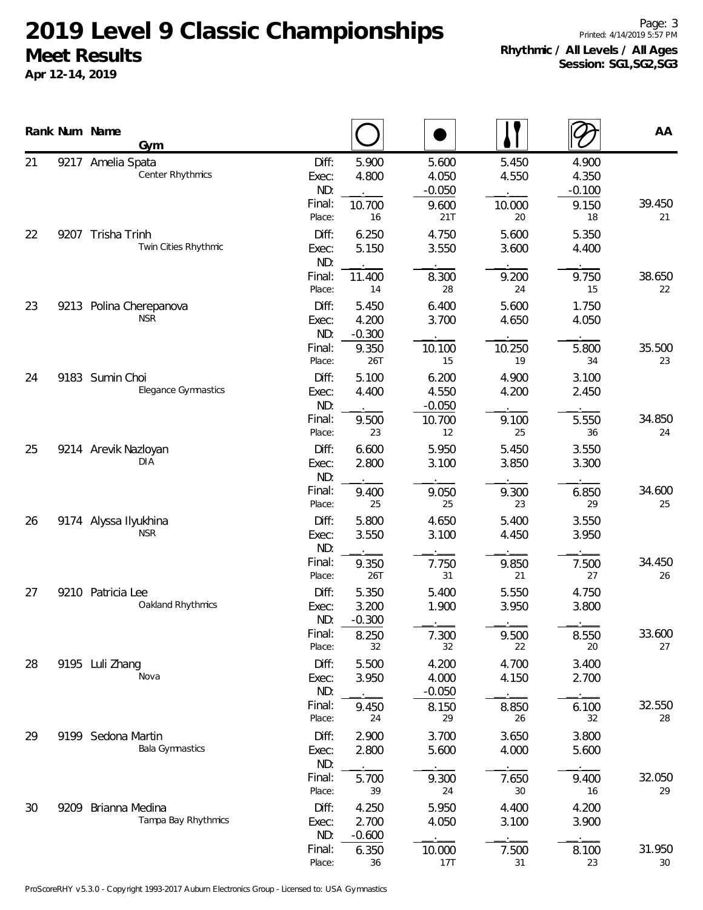# 2019 Level 9 Classic Championships

## Meet Results

**Apr 12-14, 2019**

**Rhythmic / All Levels / All Ages**
**Session: SG1,SG2,SG3**

| Rank | Num | Name / Gym | | Hoop | Ball | Clubs | Ribbon | AA |
|---|---|---|---|---|---|---|---|---|
| 21 | 9217 | Amelia Spata<br>Center Rhythmics | Diff: | 5.900 | 5.600 | 5.450 | 4.900 | |
| | | | Exec: | 4.800 | 4.050 | 4.550 | 4.350 | |
| | | | ND: | | -0.050 | | -0.100 | |
| | | | Final: | 10.700 | 9.600 | 10.000 | 9.150 | 39.450 |
| | | | Place: | 16 | 21T | 20 | 18 | 21 |
| 22 | 9207 | Trisha Trinh<br>Twin Cities Rhythmic | Diff: | 6.250 | 4.750 | 5.600 | 5.350 | |
| | | | Exec: | 5.150 | 3.550 | 3.600 | 4.400 | |
| | | | ND: | | | | | |
| | | | Final: | 11.400 | 8.300 | 9.200 | 9.750 | 38.650 |
| | | | Place: | 14 | 28 | 24 | 15 | 22 |
| 23 | 9213 | Polina Cherepanova<br>NSR | Diff: | 5.450 | 6.400 | 5.600 | 1.750 | |
| | | | Exec: | 4.200 | 3.700 | 4.650 | 4.050 | |
| | | | ND: | -0.300 | | | | |
| | | | Final: | 9.350 | 10.100 | 10.250 | 5.800 | 35.500 |
| | | | Place: | 26T | 15 | 19 | 34 | 23 |
| 24 | 9183 | Sumin Choi<br>Elegance Gymnastics | Diff: | 5.100 | 6.200 | 4.900 | 3.100 | |
| | | | Exec: | 4.400 | 4.550 | 4.200 | 2.450 | |
| | | | ND: | | -0.050 | | | |
| | | | Final: | 9.500 | 10.700 | 9.100 | 5.550 | 34.850 |
| | | | Place: | 23 | 12 | 25 | 36 | 24 |
| 25 | 9214 | Arevik Nazloyan<br>DIA | Diff: | 6.600 | 5.950 | 5.450 | 3.550 | |
| | | | Exec: | 2.800 | 3.100 | 3.850 | 3.300 | |
| | | | ND: | | | | | |
| | | | Final: | 9.400 | 9.050 | 9.300 | 6.850 | 34.600 |
| | | | Place: | 25 | 25 | 23 | 29 | 25 |
| 26 | 9174 | Alyssa Ilyukhina<br>NSR | Diff: | 5.800 | 4.650 | 5.400 | 3.550 | |
| | | | Exec: | 3.550 | 3.100 | 4.450 | 3.950 | |
| | | | ND: | | | | | |
| | | | Final: | 9.350 | 7.750 | 9.850 | 7.500 | 34.450 |
| | | | Place: | 26T | 31 | 21 | 27 | 26 |
| 27 | 9210 | Patricia Lee<br>Oakland Rhythmics | Diff: | 5.350 | 5.400 | 5.550 | 4.750 | |
| | | | Exec: | 3.200 | 1.900 | 3.950 | 3.800 | |
| | | | ND: | -0.300 | | | | |
| | | | Final: | 8.250 | 7.300 | 9.500 | 8.550 | 33.600 |
| | | | Place: | 32 | 32 | 22 | 20 | 27 |
| 28 | 9195 | Luli Zhang<br>Nova | Diff: | 5.500 | 4.200 | 4.700 | 3.400 | |
| | | | Exec: | 3.950 | 4.000 | 4.150 | 2.700 | |
| | | | ND: | | -0.050 | | | |
| | | | Final: | 9.450 | 8.150 | 8.850 | 6.100 | 32.550 |
| | | | Place: | 24 | 29 | 26 | 32 | 28 |
| 29 | 9199 | Sedona Martin<br>Bala Gymnastics | Diff: | 2.900 | 3.700 | 3.650 | 3.800 | |
| | | | Exec: | 2.800 | 5.600 | 4.000 | 5.600 | |
| | | | ND: | | | | | |
| | | | Final: | 5.700 | 9.300 | 7.650 | 9.400 | 32.050 |
| | | | Place: | 39 | 24 | 30 | 16 | 29 |
| 30 | 9209 | Brianna Medina<br>Tampa Bay Rhythmics | Diff: | 4.250 | 5.950 | 4.400 | 4.200 | |
| | | | Exec: | 2.700 | 4.050 | 3.100 | 3.900 | |
| | | | ND: | -0.600 | | | | |
| | | | Final: | 6.350 | 10.000 | 7.500 | 8.100 | 31.950 |
| | | | Place: | 36 | 17T | 31 | 23 | 30 |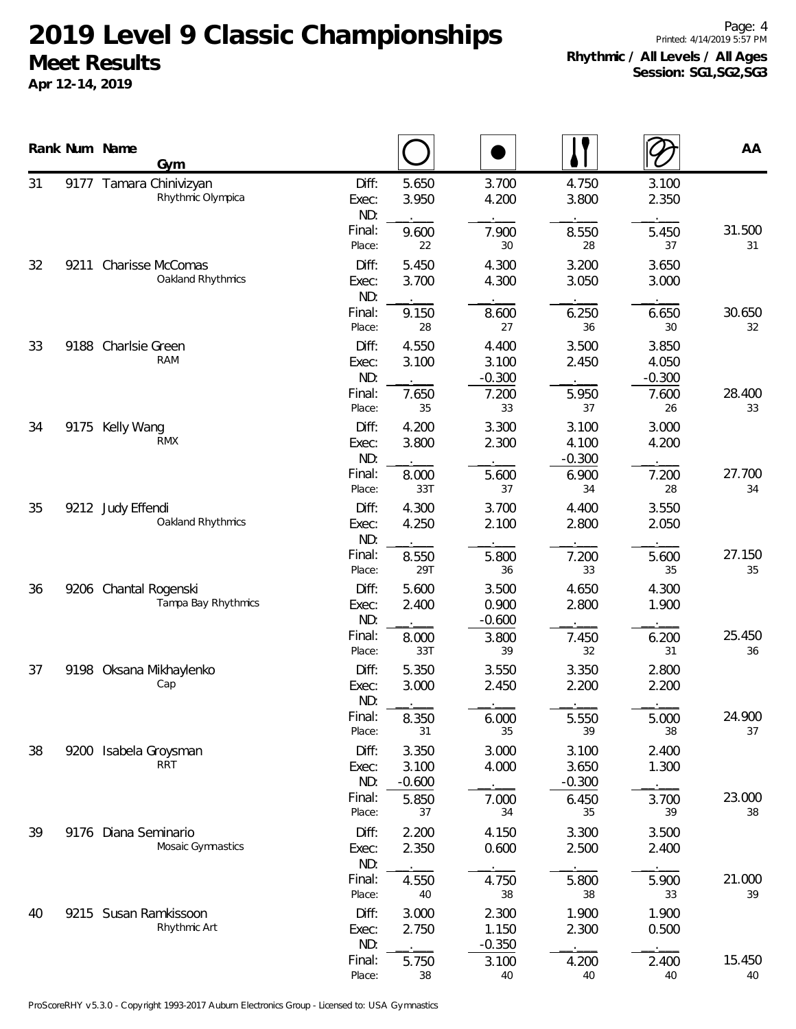# 2019 Level 9 Classic Championships

## Meet Results

**Apr 12-14, 2019**

**Rhythmic / All Levels / All Ages**
**Session: SG1,SG2,SG3**

| Rank | Num | Name / Gym | | Hoop | Ball | Clubs | Ribbon | AA |
|---|---|---|---|---|---|---|---|---|
| 31 | 9177 | Tamara Chinivizyan<br>Rhythmic Olympica | Diff: | 5.650 | 3.700 | 4.750 | 3.100 | |
| | | | Exec: | 3.950 | 4.200 | 3.800 | 2.350 | |
| | | | ND: | | | | | |
| | | | Final: | 9.600 | 7.900 | 8.550 | 5.450 | 31.500 |
| | | | Place: | 22 | 30 | 28 | 37 | 31 |
| 32 | 9211 | Charisse McComas<br>Oakland Rhythmics | Diff: | 5.450 | 4.300 | 3.200 | 3.650 | |
| | | | Exec: | 3.700 | 4.300 | 3.050 | 3.000 | |
| | | | ND: | | | | | |
| | | | Final: | 9.150 | 8.600 | 6.250 | 6.650 | 30.650 |
| | | | Place: | 28 | 27 | 36 | 30 | 32 |
| 33 | 9188 | Charlsie Green<br>RAM | Diff: | 4.550 | 4.400 | 3.500 | 3.850 | |
| | | | Exec: | 3.100 | 3.100 | 2.450 | 4.050 | |
| | | | ND: | | -0.300 | | -0.300 | |
| | | | Final: | 7.650 | 7.200 | 5.950 | 7.600 | 28.400 |
| | | | Place: | 35 | 33 | 37 | 26 | 33 |
| 34 | 9175 | Kelly Wang<br>RMX | Diff: | 4.200 | 3.300 | 3.100 | 3.000 | |
| | | | Exec: | 3.800 | 2.300 | 4.100 | 4.200 | |
| | | | ND: | | | -0.300 | | |
| | | | Final: | 8.000 | 5.600 | 6.900 | 7.200 | 27.700 |
| | | | Place: | 33T | 37 | 34 | 28 | 34 |
| 35 | 9212 | Judy Effendi<br>Oakland Rhythmics | Diff: | 4.300 | 3.700 | 4.400 | 3.550 | |
| | | | Exec: | 4.250 | 2.100 | 2.800 | 2.050 | |
| | | | ND: | | | | | |
| | | | Final: | 8.550 | 5.800 | 7.200 | 5.600 | 27.150 |
| | | | Place: | 29T | 36 | 33 | 35 | 35 |
| 36 | 9206 | Chantal Rogenski<br>Tampa Bay Rhythmics | Diff: | 5.600 | 3.500 | 4.650 | 4.300 | |
| | | | Exec: | 2.400 | 0.900 | 2.800 | 1.900 | |
| | | | ND: | | -0.600 | | | |
| | | | Final: | 8.000 | 3.800 | 7.450 | 6.200 | 25.450 |
| | | | Place: | 33T | 39 | 32 | 31 | 36 |
| 37 | 9198 | Oksana Mikhaylenko<br>Cap | Diff: | 5.350 | 3.550 | 3.350 | 2.800 | |
| | | | Exec: | 3.000 | 2.450 | 2.200 | 2.200 | |
| | | | ND: | | | | | |
| | | | Final: | 8.350 | 6.000 | 5.550 | 5.000 | 24.900 |
| | | | Place: | 31 | 35 | 39 | 38 | 37 |
| 38 | 9200 | Isabela Groysman<br>RRT | Diff: | 3.350 | 3.000 | 3.100 | 2.400 | |
| | | | Exec: | 3.100 | 4.000 | 3.650 | 1.300 | |
| | | | ND: | -0.600 | | -0.300 | | |
| | | | Final: | 5.850 | 7.000 | 6.450 | 3.700 | 23.000 |
| | | | Place: | 37 | 34 | 35 | 39 | 38 |
| 39 | 9176 | Diana Seminario<br>Mosaic Gymnastics | Diff: | 2.200 | 4.150 | 3.300 | 3.500 | |
| | | | Exec: | 2.350 | 0.600 | 2.500 | 2.400 | |
| | | | ND: | | | | | |
| | | | Final: | 4.550 | 4.750 | 5.800 | 5.900 | 21.000 |
| | | | Place: | 40 | 38 | 38 | 33 | 39 |
| 40 | 9215 | Susan Ramkissoon<br>Rhythmic Art | Diff: | 3.000 | 2.300 | 1.900 | 1.900 | |
| | | | Exec: | 2.750 | 1.150 | 2.300 | 0.500 | |
| | | | ND: | | -0.350 | | | |
| | | | Final: | 5.750 | 3.100 | 4.200 | 2.400 | 15.450 |
| | | | Place: | 38 | 40 | 40 | 40 | 40 |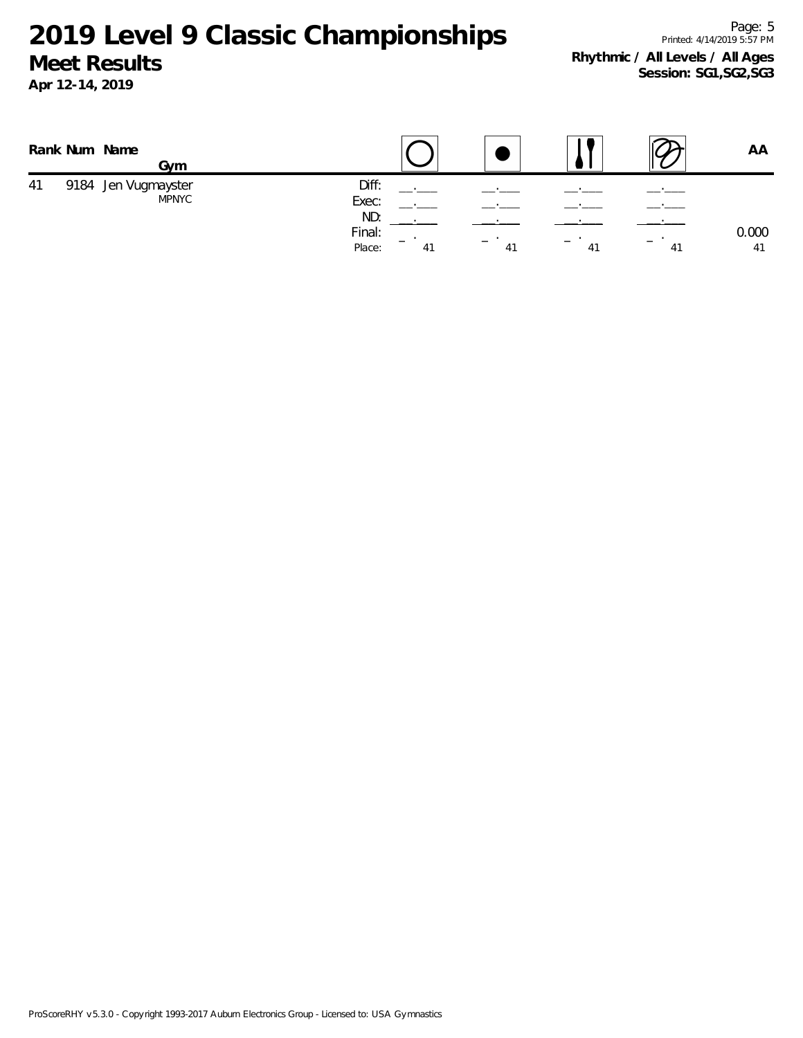# 2019 Level 9 Classic Championships

## Meet Results

**Apr 12-14, 2019**

**Rhythmic / All Levels / All Ages**
**Session: SG1,SG2,SG3**

| Rank | Num | Name / Gym | | Hoop | Ball | Clubs | Ribbon | AA |
|---|---|---|---|---|---|---|---|---|
| 41 | 9184 | Jen Vugmayster | Diff: | __.___ | __.___ | __.___ | __.___ | |
| | | MPNYC | Exec: | __.___ | __.___ | __.___ | __.___ | |
| | | | ND: | __.___ | __.___ | __.___ | __.___ | |
| | | | Final: | _ . | _ . | _ . | _ . | 0.000 |
| | | | Place: | 41 | 41 | 41 | 41 | 41 |

ProScoreRHY v5.3.0 - Copyright 1993-2017 Auburn Electronics Group - Licensed to: USA Gymnastics